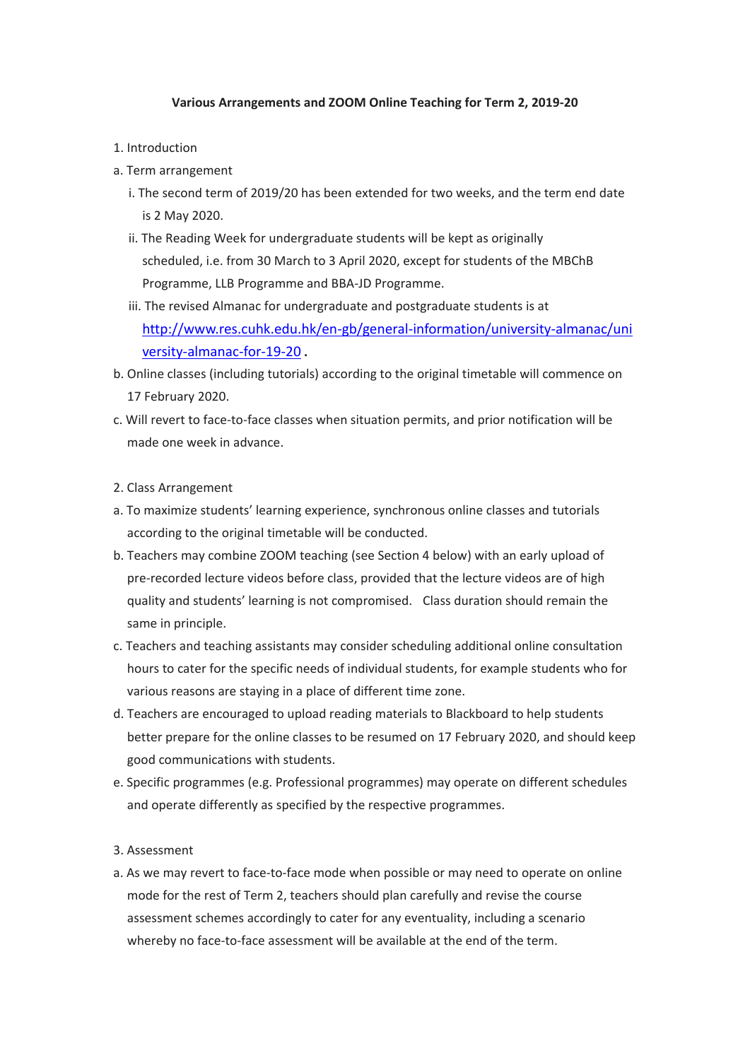**Various Arrangements and ZOOM Online Teaching for Term 2, 2019-20**

1. Introduction

a. Term arrangement

   i. The second term of 2019/20 has been extended for two weeks, and the term end date is 2 May 2020.

   ii. The Reading Week for undergraduate students will be kept as originally scheduled, i.e. from 30 March to 3 April 2020, except for students of the MBChB Programme, LLB Programme and BBA-JD Programme.

   iii. The revised Almanac for undergraduate and postgraduate students is at http://www.res.cuhk.edu.hk/en-gb/general-information/university-almanac/university-almanac-for-19-20 .

b. Online classes (including tutorials) according to the original timetable will commence on 17 February 2020.

c. Will revert to face-to-face classes when situation permits, and prior notification will be made one week in advance.

2. Class Arrangement

a. To maximize students' learning experience, synchronous online classes and tutorials according to the original timetable will be conducted.

b. Teachers may combine ZOOM teaching (see Section 4 below) with an early upload of pre-recorded lecture videos before class, provided that the lecture videos are of high quality and students' learning is not compromised. Class duration should remain the same in principle.

c. Teachers and teaching assistants may consider scheduling additional online consultation hours to cater for the specific needs of individual students, for example students who for various reasons are staying in a place of different time zone.

d. Teachers are encouraged to upload reading materials to Blackboard to help students better prepare for the online classes to be resumed on 17 February 2020, and should keep good communications with students.

e. Specific programmes (e.g. Professional programmes) may operate on different schedules and operate differently as specified by the respective programmes.

3. Assessment

a. As we may revert to face-to-face mode when possible or may need to operate on online mode for the rest of Term 2, teachers should plan carefully and revise the course assessment schemes accordingly to cater for any eventuality, including a scenario whereby no face-to-face assessment will be available at the end of the term.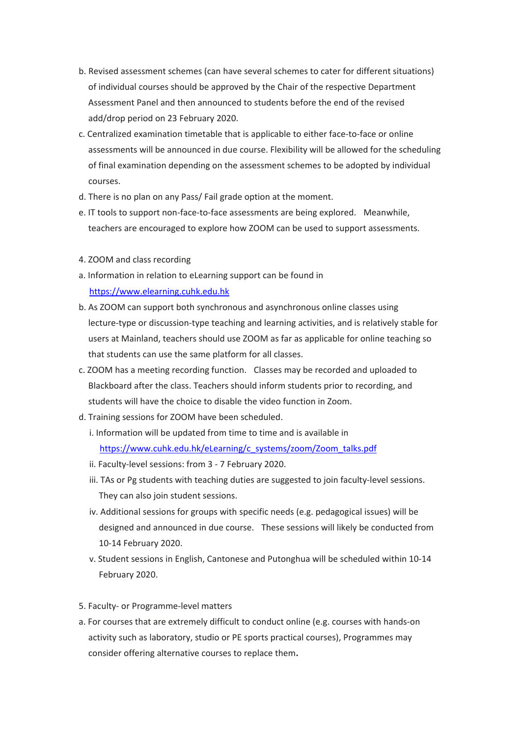b. Revised assessment schemes (can have several schemes to cater for different situations) of individual courses should be approved by the Chair of the respective Department Assessment Panel and then announced to students before the end of the revised add/drop period on 23 February 2020.

c. Centralized examination timetable that is applicable to either face-to-face or online assessments will be announced in due course. Flexibility will be allowed for the scheduling of final examination depending on the assessment schemes to be adopted by individual courses.

d. There is no plan on any Pass/ Fail grade option at the moment.

e. IT tools to support non-face-to-face assessments are being explored. Meanwhile, teachers are encouraged to explore how ZOOM can be used to support assessments.

4. ZOOM and class recording

a. Information in relation to eLearning support can be found in [https://www.elearning.cuhk.edu.hk](https://www.elearning.cuhk.edu.hk)

b. As ZOOM can support both synchronous and asynchronous online classes using lecture-type or discussion-type teaching and learning activities, and is relatively stable for users at Mainland, teachers should use ZOOM as far as applicable for online teaching so that students can use the same platform for all classes.

c. ZOOM has a meeting recording function. Classes may be recorded and uploaded to Blackboard after the class. Teachers should inform students prior to recording, and students will have the choice to disable the video function in Zoom.

d. Training sessions for ZOOM have been scheduled.

   i. Information will be updated from time to time and is available in [https://www.cuhk.edu.hk/eLearning/c_systems/zoom/Zoom_talks.pdf](https://www.cuhk.edu.hk/eLearning/c_systems/zoom/Zoom_talks.pdf)

   ii. Faculty-level sessions: from 3 - 7 February 2020.

   iii. TAs or Pg students with teaching duties are suggested to join faculty-level sessions. They can also join student sessions.

   iv. Additional sessions for groups with specific needs (e.g. pedagogical issues) will be designed and announced in due course. These sessions will likely be conducted from 10-14 February 2020.

   v. Student sessions in English, Cantonese and Putonghua will be scheduled within 10-14 February 2020.

5. Faculty- or Programme-level matters

a. For courses that are extremely difficult to conduct online (e.g. courses with hands-on activity such as laboratory, studio or PE sports practical courses), Programmes may consider offering alternative courses to replace them.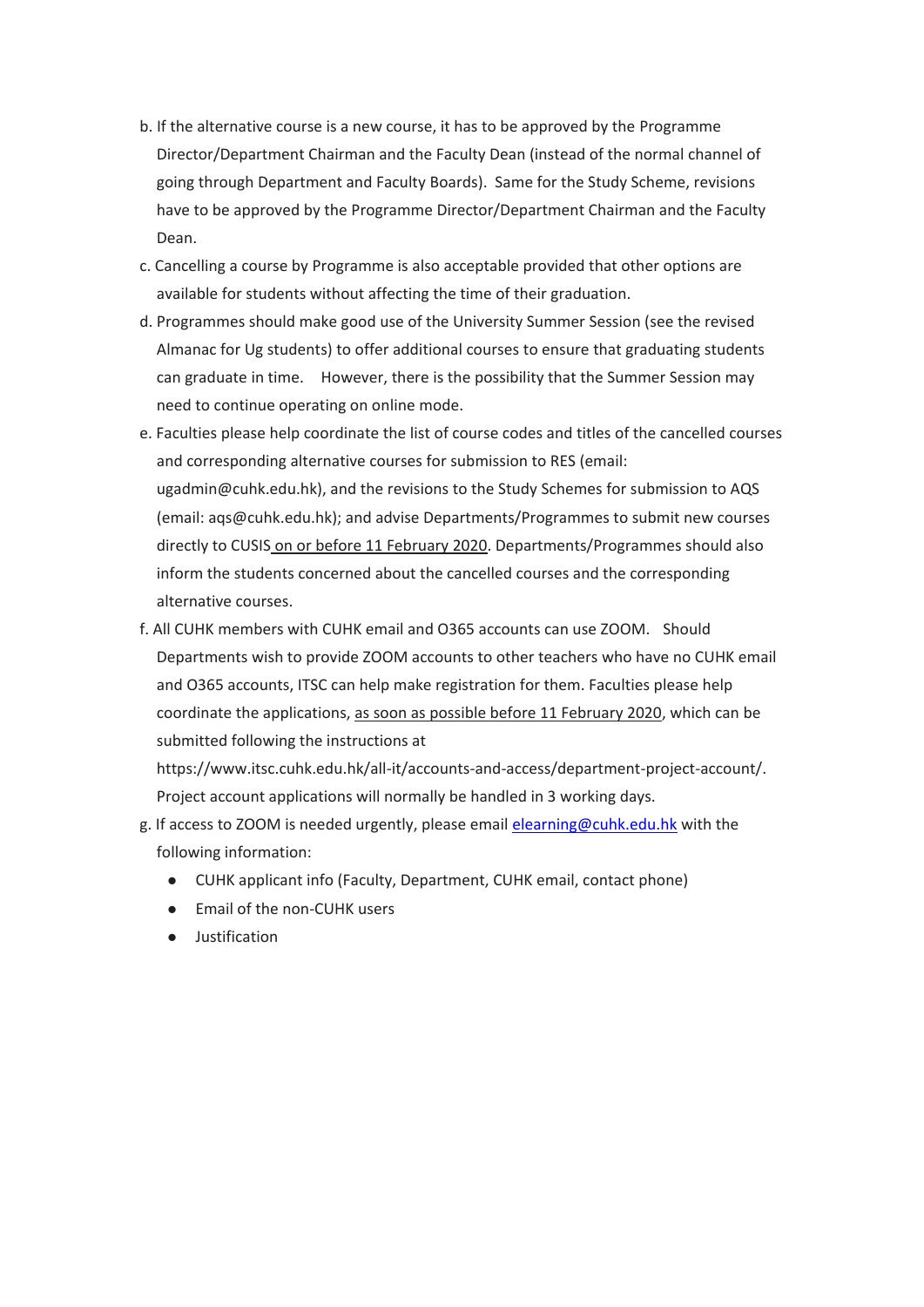b. If the alternative course is a new course, it has to be approved by the Programme Director/Department Chairman and the Faculty Dean (instead of the normal channel of going through Department and Faculty Boards). Same for the Study Scheme, revisions have to be approved by the Programme Director/Department Chairman and the Faculty Dean.

c. Cancelling a course by Programme is also acceptable provided that other options are available for students without affecting the time of their graduation.

d. Programmes should make good use of the University Summer Session (see the revised Almanac for Ug students) to offer additional courses to ensure that graduating students can graduate in time. However, there is the possibility that the Summer Session may need to continue operating on online mode.

e. Faculties please help coordinate the list of course codes and titles of the cancelled courses and corresponding alternative courses for submission to RES (email: ugadmin@cuhk.edu.hk), and the revisions to the Study Schemes for submission to AQS (email: aqs@cuhk.edu.hk); and advise Departments/Programmes to submit new courses directly to CUSIS <u>on or before 11 February 2020</u>. Departments/Programmes should also inform the students concerned about the cancelled courses and the corresponding alternative courses.

f. All CUHK members with CUHK email and O365 accounts can use ZOOM. Should Departments wish to provide ZOOM accounts to other teachers who have no CUHK email and O365 accounts, ITSC can help make registration for them. Faculties please help coordinate the applications, <u>as soon as possible before 11 February 2020</u>, which can be submitted following the instructions at https://www.itsc.cuhk.edu.hk/all-it/accounts-and-access/department-project-account/. Project account applications will normally be handled in 3 working days.

g. If access to ZOOM is needed urgently, please email elearning@cuhk.edu.hk with the following information:
   - CUHK applicant info (Faculty, Department, CUHK email, contact phone)
   - Email of the non-CUHK users
   - Justification